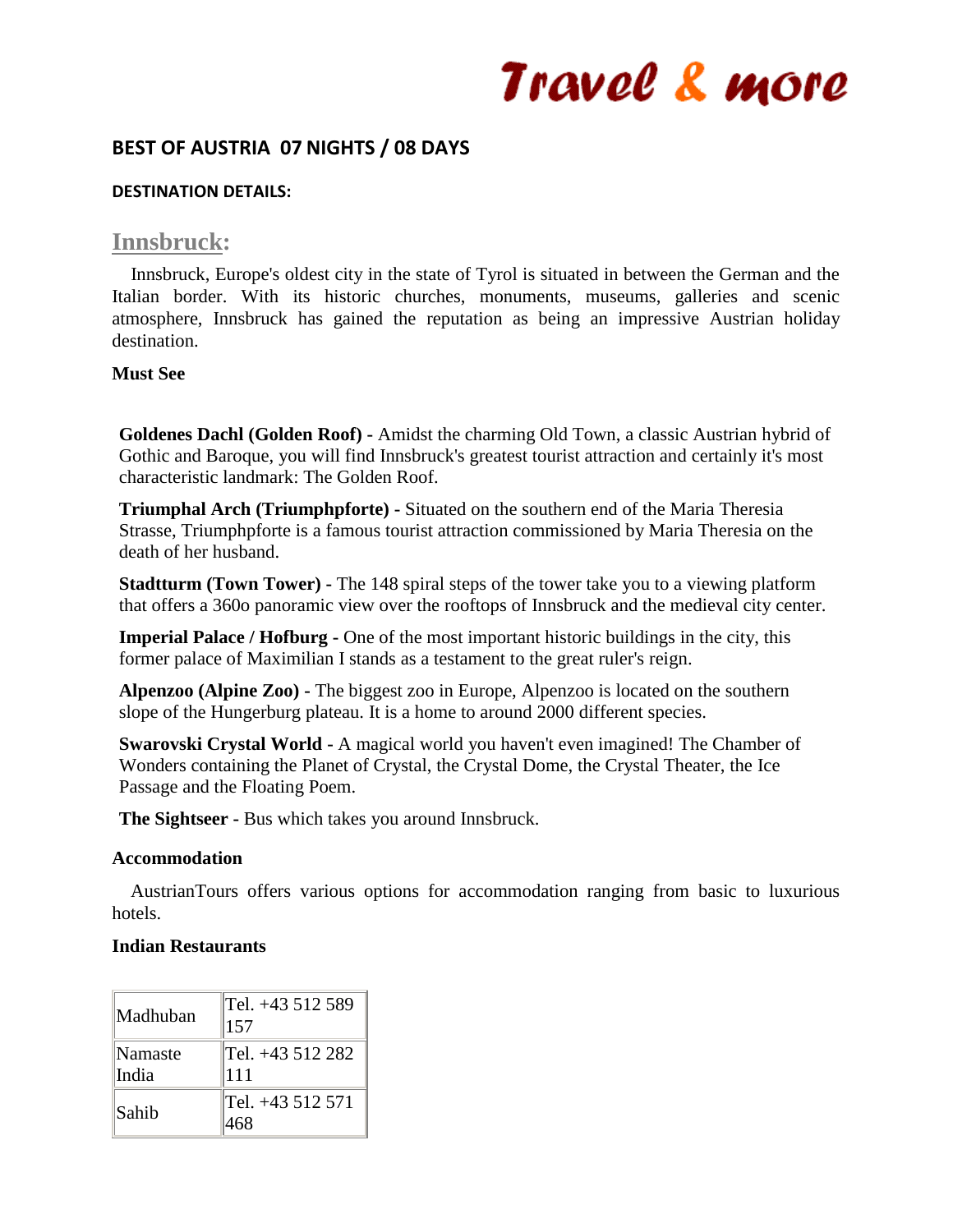# Travel & more

## BEST OF AUSTRIA 07 NIGHTS / 08 DAYS

### DESTINATION DETAILS:

## Innsbruck:

Innsbruck, Europe's oldest city in the state of Tyrol is situated in between the German and the Italian border. With its historic churches, monuments, museums, galleries and scenic atmosphere, Innsbruck has gained the reputation as being an impressive Austrian holiday destination.

**Must See**

**Goldenes Dachl (Golden Roof) -** Amidst the charming Old Town, a classic Austrian hybrid of Gothic and Baroque, you will find Innsbruck's greatest tourist attraction and certainly it's most characteristic landmark: The Golden Roof.

**Triumphal Arch (Triumphpforte) -** Situated on the southern end of the Maria Theresia Strasse, Triumphpforte is a famous tourist attraction commissioned by Maria Theresia on the death of her husband.

**Stadtturm (Town Tower) -** The 148 spiral steps of the tower take you to a viewing platform that offers a 360o panoramic view over the rooftops of Innsbruck and the medieval city center.

**Imperial Palace / Hofburg -** One of the most important historic buildings in the city, this former palace of Maximilian I stands as a testament to the great ruler's reign.

**Alpenzoo (Alpine Zoo) -** The biggest zoo in Europe, Alpenzoo is located on the southern slope of the Hungerburg plateau. It is a home to around 2000 different species.

**Swarovski Crystal World -** A magical world you haven't even imagined! The Chamber of Wonders containing the Planet of Crystal, the Crystal Dome, the Crystal Theater, the Ice Passage and the Floating Poem.

**The Sightseer -** Bus which takes you around Innsbruck.

**Accommodation**

AustrianTours offers various options for accommodation ranging from basic to luxurious hotels.

**Indian Restaurants**

| Restaurant | Telephone |
|---|---|
| Madhuban | Tel. +43 512 589 157 |
| Namaste India | Tel. +43 512 282 111 |
| Sahib | Tel. +43 512 571 468 |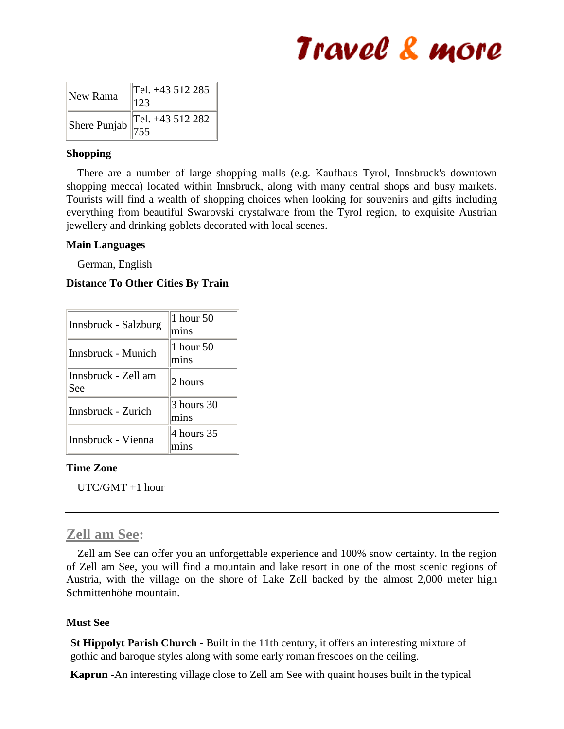| New Rama | Tel. +43 512 285 123 |
|---|---|
| Shere Punjab | Tel. +43 512 282 755 |

**Shopping**

There are a number of large shopping malls (e.g. Kaufhaus Tyrol, Innsbruck's downtown shopping mecca) located within Innsbruck, along with many central shops and busy markets. Tourists will find a wealth of shopping choices when looking for souvenirs and gifts including everything from beautiful Swarovski crystalware from the Tyrol region, to exquisite Austrian jewellery and drinking goblets decorated with local scenes.

**Main Languages**

German, English

**Distance To Other Cities By Train**

| Innsbruck - Salzburg | 1 hour 50 mins |
|---|---|
| Innsbruck - Munich | 1 hour 50 mins |
| Innsbruck - Zell am See | 2 hours |
| Innsbruck - Zurich | 3 hours 30 mins |
| Innsbruck - Vienna | 4 hours 35 mins |

**Time Zone**

UTC/GMT +1 hour

---

## Zell am See:

Zell am See can offer you an unforgettable experience and 100% snow certainty. In the region of Zell am See, you will find a mountain and lake resort in one of the most scenic regions of Austria, with the village on the shore of Lake Zell backed by the almost 2,000 meter high Schmittenhöhe mountain.

**Must See**

**St Hippolyt Parish Church -** Built in the 11th century, it offers an interesting mixture of gothic and baroque styles along with some early roman frescoes on the ceiling.

**Kaprun -**An interesting village close to Zell am See with quaint houses built in the typical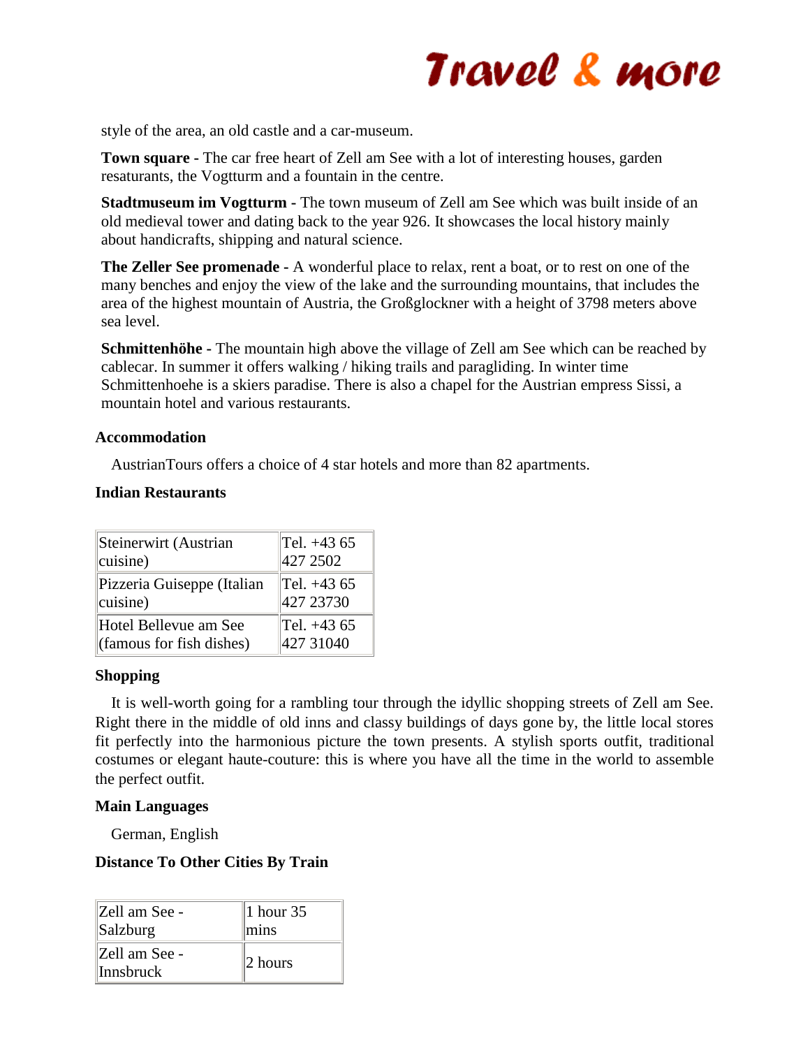style of the area, an old castle and a car-museum.

**Town square -** The car free heart of Zell am See with a lot of interesting houses, garden resataurants, the Vogtturm and a fountain in the centre.

**Stadtmuseum im Vogtturm -** The town museum of Zell am See which was built inside of an old medieval tower and dating back to the year 926. It showcases the local history mainly about handicrafts, shipping and natural science.

**The Zeller See promenade -** A wonderful place to relax, rent a boat, or to rest on one of the many benches and enjoy the view of the lake and the surrounding mountains, that includes the area of the highest mountain of Austria, the Großglockner with a height of 3798 meters above sea level.

**Schmittenhöhe -** The mountain high above the village of Zell am See which can be reached by cablecar. In summer it offers walking / hiking trails and paragliding. In winter time Schmittenhoehe is a skiers paradise. There is also a chapel for the Austrian empress Sissi, a mountain hotel and various restaurants.

### Accommodation

AustrianTours offers a choice of 4 star hotels and more than 82 apartments.

### Indian Restaurants

| | |
|---|---|
| Steinerwirt (Austrian cuisine) | Tel. +43 65 427 2502 |
| Pizzeria Guiseppe (Italian cuisine) | Tel. +43 65 427 23730 |
| Hotel Bellevue am See (famous for fish dishes) | Tel. +43 65 427 31040 |

### Shopping

It is well-worth going for a rambling tour through the idyllic shopping streets of Zell am See. Right there in the middle of old inns and classy buildings of days gone by, the little local stores fit perfectly into the harmonious picture the town presents. A stylish sports outfit, traditional costumes or elegant haute-couture: this is where you have all the time in the world to assemble the perfect outfit.

### Main Languages

German, English

### Distance To Other Cities By Train

| | |
|---|---|
| Zell am See - Salzburg | 1 hour 35 mins |
| Zell am See - Innsbruck | 2 hours |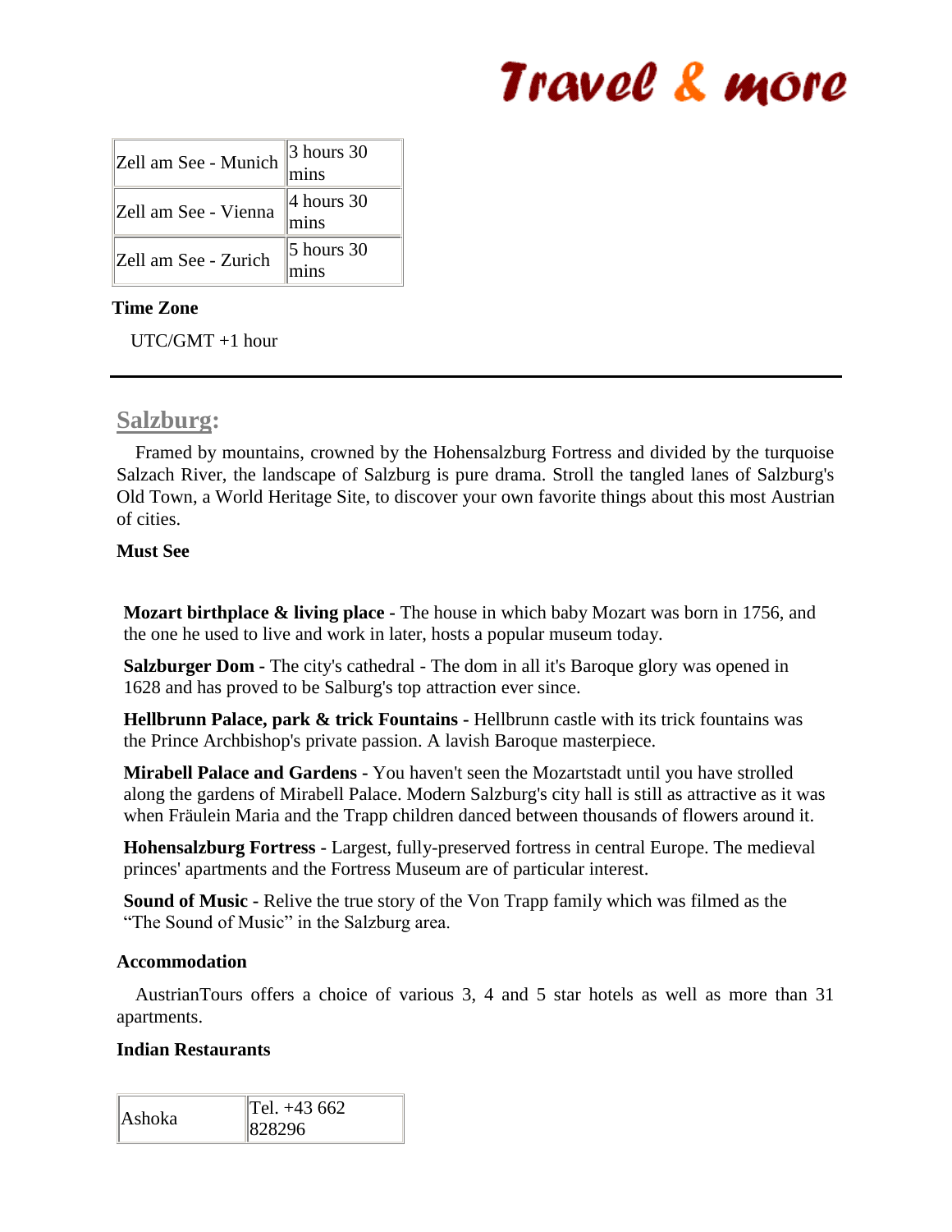| Zell am See - Munich | 3 hours 30 mins |
|---|---|
| Zell am See - Vienna | 4 hours 30 mins |
| Zell am See - Zurich | 5 hours 30 mins |

**Time Zone**

UTC/GMT +1 hour

---

## Salzburg:

Framed by mountains, crowned by the Hohensalzburg Fortress and divided by the turquoise Salzach River, the landscape of Salzburg is pure drama. Stroll the tangled lanes of Salzburg's Old Town, a World Heritage Site, to discover your own favorite things about this most Austrian of cities.

**Must See**

**Mozart birthplace & living place -** The house in which baby Mozart was born in 1756, and the one he used to live and work in later, hosts a popular museum today.

**Salzburger Dom -** The city's cathedral - The dom in all it's Baroque glory was opened in 1628 and has proved to be Salburg's top attraction ever since.

**Hellbrunn Palace, park & trick Fountains -** Hellbrunn castle with its trick fountains was the Prince Archbishop's private passion. A lavish Baroque masterpiece.

**Mirabell Palace and Gardens -** You haven't seen the Mozartstadt until you have strolled along the gardens of Mirabell Palace. Modern Salzburg's city hall is still as attractive as it was when Fräulein Maria and the Trapp children danced between thousands of flowers around it.

**Hohensalzburg Fortress -** Largest, fully-preserved fortress in central Europe. The medieval princes' apartments and the Fortress Museum are of particular interest.

**Sound of Music -** Relive the true story of the Von Trapp family which was filmed as the "The Sound of Music" in the Salzburg area.

**Accommodation**

AustrianTours offers a choice of various 3, 4 and 5 star hotels as well as more than 31 apartments.

**Indian Restaurants**

| Ashoka | Tel. +43 662 828296 |
|---|---|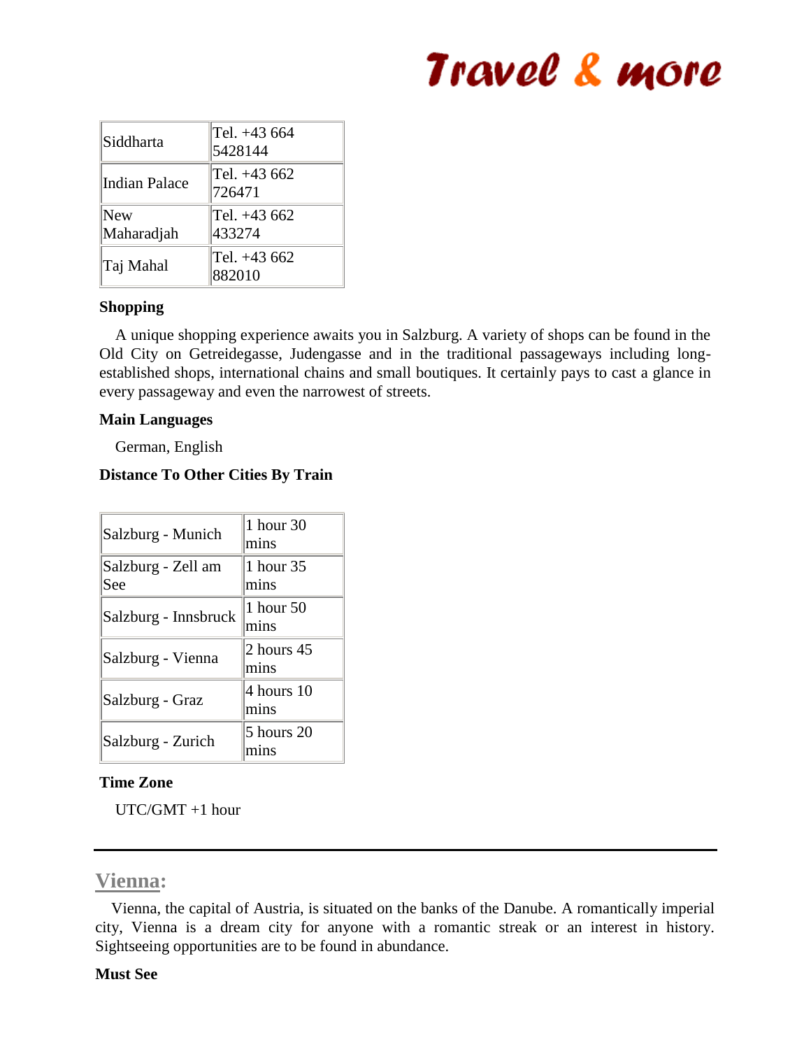| Siddharta | Tel. +43 664 5428144 |
|---|---|
| Indian Palace | Tel. +43 662 726471 |
| New Maharadjah | Tel. +43 662 433274 |
| Taj Mahal | Tel. +43 662 882010 |

**Shopping**

A unique shopping experience awaits you in Salzburg. A variety of shops can be found in the Old City on Getreidegasse, Judengasse and in the traditional passageways including long-established shops, international chains and small boutiques. It certainly pays to cast a glance in every passageway and even the narrowest of streets.

**Main Languages**

German, English

**Distance To Other Cities By Train**

| Salzburg - Munich | 1 hour 30 mins |
|---|---|
| Salzburg - Zell am See | 1 hour 35 mins |
| Salzburg - Innsbruck | 1 hour 50 mins |
| Salzburg - Vienna | 2 hours 45 mins |
| Salzburg - Graz | 4 hours 10 mins |
| Salzburg - Zurich | 5 hours 20 mins |

**Time Zone**

UTC/GMT +1 hour

---

## Vienna:

Vienna, the capital of Austria, is situated on the banks of the Danube. A romantically imperial city, Vienna is a dream city for anyone with a romantic streak or an interest in history. Sightseeing opportunities are to be found in abundance.

**Must See**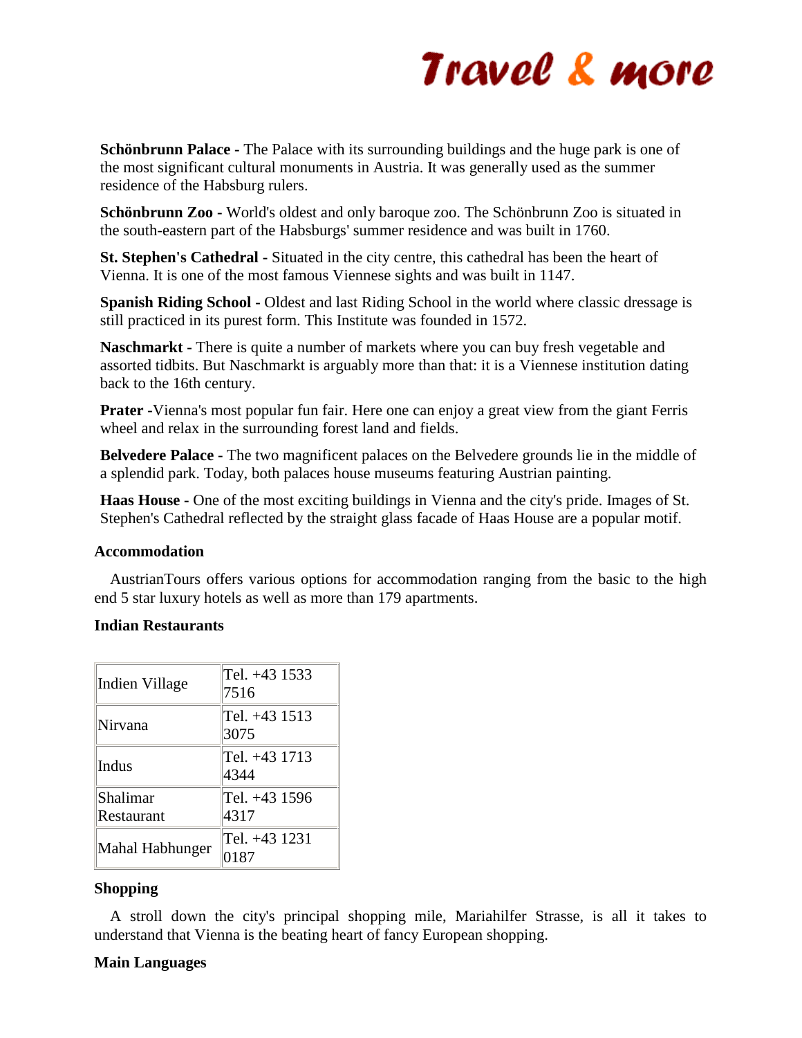**Schönbrunn Palace -** The Palace with its surrounding buildings and the huge park is one of the most significant cultural monuments in Austria. It was generally used as the summer residence of the Habsburg rulers.

**Schönbrunn Zoo -** World's oldest and only baroque zoo. The Schönbrunn Zoo is situated in the south-eastern part of the Habsburgs' summer residence and was built in 1760.

**St. Stephen's Cathedral -** Situated in the city centre, this cathedral has been the heart of Vienna. It is one of the most famous Viennese sights and was built in 1147.

**Spanish Riding School -** Oldest and last Riding School in the world where classic dressage is still practiced in its purest form. This Institute was founded in 1572.

**Naschmarkt -** There is quite a number of markets where you can buy fresh vegetable and assorted tidbits. But Naschmarkt is arguably more than that: it is a Viennese institution dating back to the 16th century.

**Prater -**Vienna's most popular fun fair. Here one can enjoy a great view from the giant Ferris wheel and relax in the surrounding forest land and fields.

**Belvedere Palace -** The two magnificent palaces on the Belvedere grounds lie in the middle of a splendid park. Today, both palaces house museums featuring Austrian painting.

**Haas House -** One of the most exciting buildings in Vienna and the city's pride. Images of St. Stephen's Cathedral reflected by the straight glass facade of Haas House are a popular motif.

**Accommodation**

AustrianTours offers various options for accommodation ranging from the basic to the high end 5 star luxury hotels as well as more than 179 apartments.

**Indian Restaurants**

| | |
|---|---|
| Indien Village | Tel. +43 1533 7516 |
| Nirvana | Tel. +43 1513 3075 |
| Indus | Tel. +43 1713 4344 |
| Shalimar Restaurant | Tel. +43 1596 4317 |
| Mahal Habhunger | Tel. +43 1231 0187 |

**Shopping**

A stroll down the city's principal shopping mile, Mariahilfer Strasse, is all it takes to understand that Vienna is the beating heart of fancy European shopping.

**Main Languages**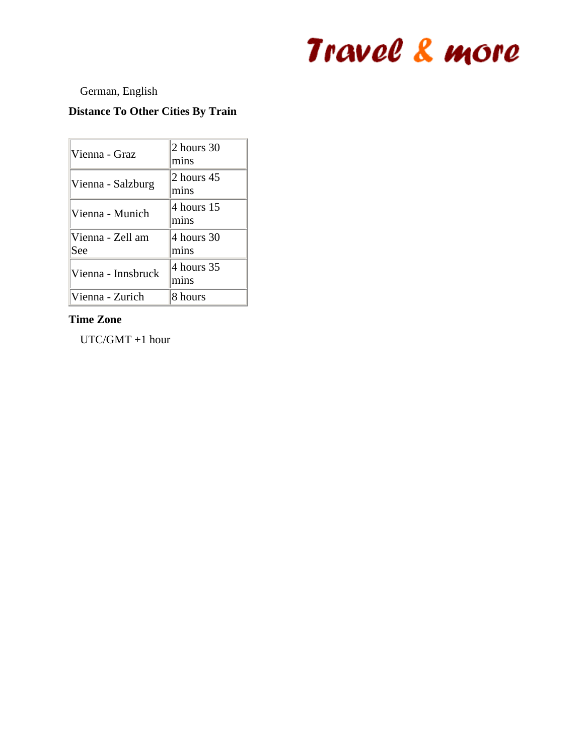German, English

**Distance To Other Cities By Train**

| | |
|---|---|
| Vienna - Graz | 2 hours 30 mins |
| Vienna - Salzburg | 2 hours 45 mins |
| Vienna - Munich | 4 hours 15 mins |
| Vienna - Zell am See | 4 hours 30 mins |
| Vienna - Innsbruck | 4 hours 35 mins |
| Vienna - Zurich | 8 hours |

**Time Zone**

UTC/GMT +1 hour